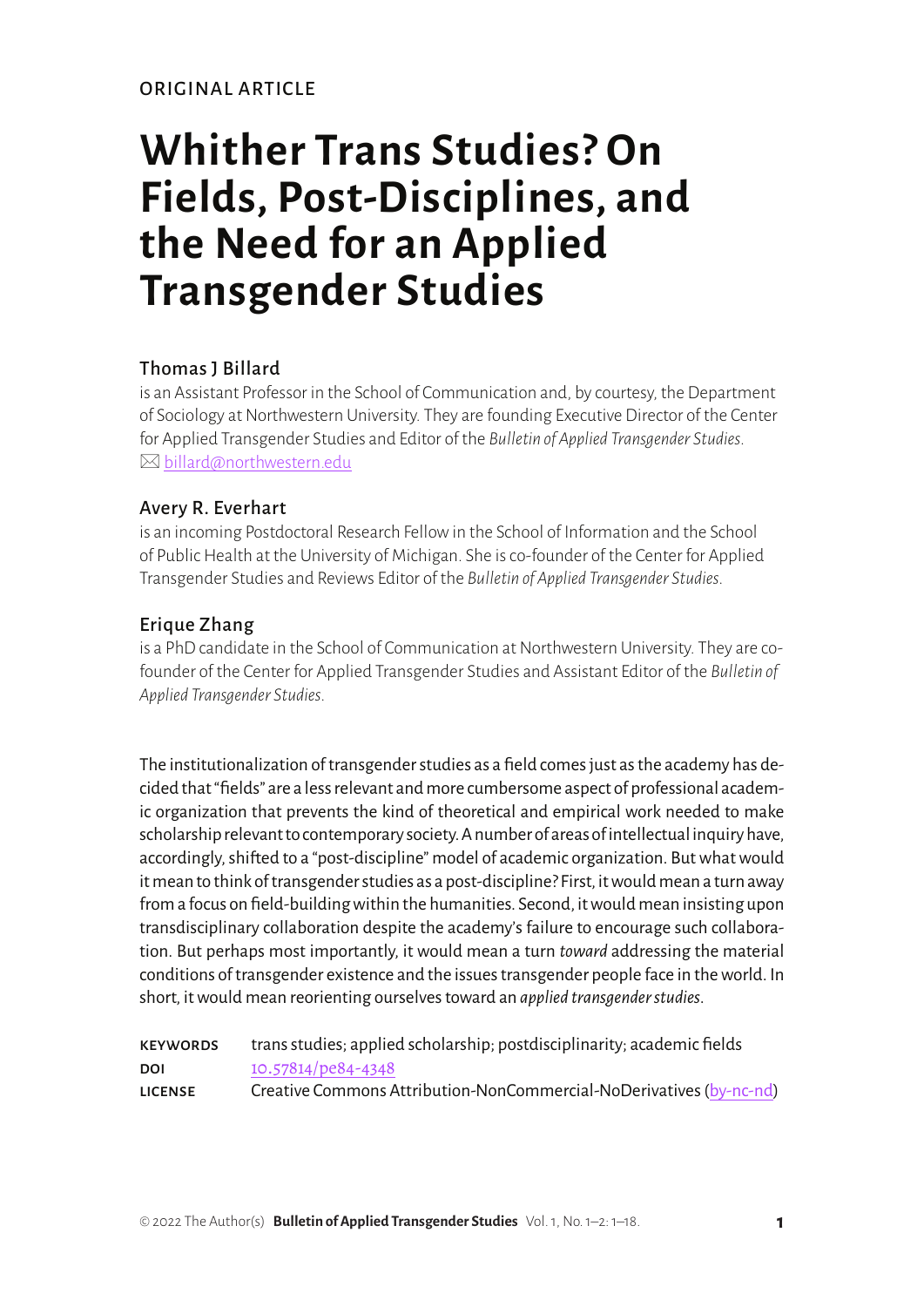ORIGINAL ARTICLE

# Whither Trans Studies? On Fields, Post-Disciplines, and the Need for an Applied Transgender Studies

## Thomas J Billard

is an Assistant Professor in the School of Communication and, by courtesy, the Department of Sociology at Northwestern University. They are founding Executive Director of the Center for Applied Transgender Studies and Editor of the *Bulletin of Applied Transgender Studies*.
✉ billard@northwestern.edu

## Avery R. Everhart

is an incoming Postdoctoral Research Fellow in the School of Information and the School of Public Health at the University of Michigan. She is co-founder of the Center for Applied Transgender Studies and Reviews Editor of the *Bulletin of Applied Transgender Studies*.

## Erique Zhang

is a PhD candidate in the School of Communication at Northwestern University. They are co-founder of the Center for Applied Transgender Studies and Assistant Editor of the *Bulletin of Applied Transgender Studies*.

The institutionalization of transgender studies as a field comes just as the academy has decided that "fields" are a less relevant and more cumbersome aspect of professional academic organization that prevents the kind of theoretical and empirical work needed to make scholarship relevant to contemporary society. A number of areas of intellectual inquiry have, accordingly, shifted to a "post-discipline" model of academic organization. But what would it mean to think of transgender studies as a post-discipline? First, it would mean a turn away from a focus on field-building within the humanities. Second, it would mean insisting upon transdisciplinary collaboration despite the academy's failure to encourage such collaboration. But perhaps most importantly, it would mean a turn *toward* addressing the material conditions of transgender existence and the issues transgender people face in the world. In short, it would mean reorienting ourselves toward an *applied transgender studies*.

**KEYWORDS** trans studies; applied scholarship; postdisciplinarity; academic fields
**DOI** 10.57814/pe84-4348
**LICENSE** Creative Commons Attribution-NonCommercial-NoDerivatives (by-nc-nd)

© 2022 The Author(s)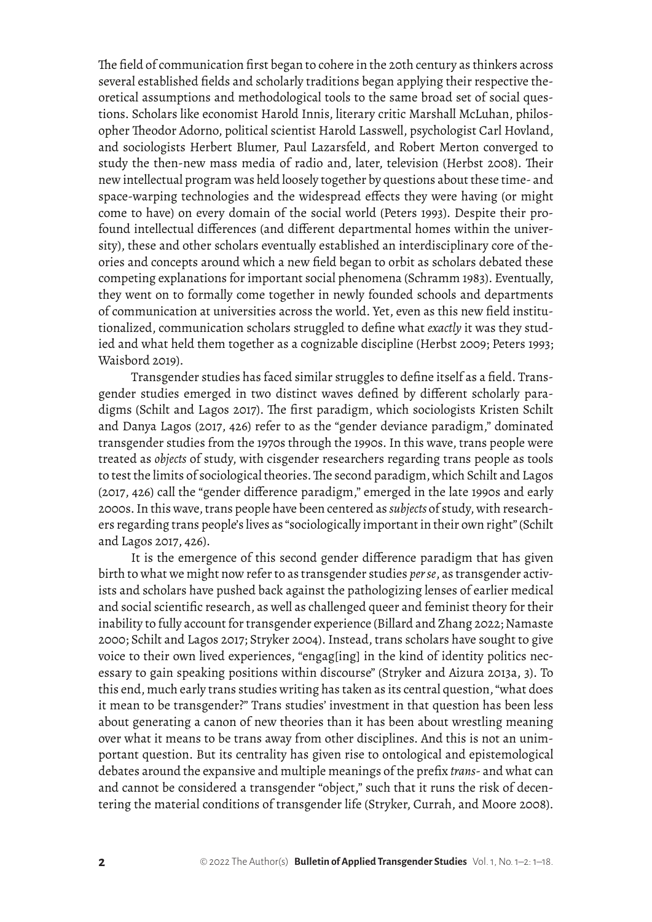The field of communication first began to cohere in the 20th century as thinkers across several established fields and scholarly traditions began applying their respective theoretical assumptions and methodological tools to the same broad set of social questions. Scholars like economist Harold Innis, literary critic Marshall McLuhan, philosopher Theodor Adorno, political scientist Harold Lasswell, psychologist Carl Hovland, and sociologists Herbert Blumer, Paul Lazarsfeld, and Robert Merton converged to study the then-new mass media of radio and, later, television (Herbst 2008). Their new intellectual program was held loosely together by questions about these time- and space-warping technologies and the widespread effects they were having (or might come to have) on every domain of the social world (Peters 1993). Despite their profound intellectual differences (and different departmental homes within the university), these and other scholars eventually established an interdisciplinary core of theories and concepts around which a new field began to orbit as scholars debated these competing explanations for important social phenomena (Schramm 1983). Eventually, they went on to formally come together in newly founded schools and departments of communication at universities across the world. Yet, even as this new field institutionalized, communication scholars struggled to define what *exactly* it was they studied and what held them together as a cognizable discipline (Herbst 2009; Peters 1993; Waisbord 2019).

Transgender studies has faced similar struggles to define itself as a field. Transgender studies emerged in two distinct waves defined by different scholarly paradigms (Schilt and Lagos 2017). The first paradigm, which sociologists Kristen Schilt and Danya Lagos (2017, 426) refer to as the "gender deviance paradigm," dominated transgender studies from the 1970s through the 1990s. In this wave, trans people were treated as *objects* of study, with cisgender researchers regarding trans people as tools to test the limits of sociological theories. The second paradigm, which Schilt and Lagos (2017, 426) call the "gender difference paradigm," emerged in the late 1990s and early 2000s. In this wave, trans people have been centered as *subjects* of study, with researchers regarding trans people's lives as "sociologically important in their own right" (Schilt and Lagos 2017, 426).

It is the emergence of this second gender difference paradigm that has given birth to what we might now refer to as transgender studies *per se*, as transgender activists and scholars have pushed back against the pathologizing lenses of earlier medical and social scientific research, as well as challenged queer and feminist theory for their inability to fully account for transgender experience (Billard and Zhang 2022; Namaste 2000; Schilt and Lagos 2017; Stryker 2004). Instead, trans scholars have sought to give voice to their own lived experiences, "engag[ing] in the kind of identity politics necessary to gain speaking positions within discourse" (Stryker and Aizura 2013a, 3). To this end, much early trans studies writing has taken as its central question, "what does it mean to be transgender?" Trans studies' investment in that question has been less about generating a canon of new theories than it has been about wrestling meaning over what it means to be trans away from other disciplines. And this is not an unimportant question. But its centrality has given rise to ontological and epistemological debates around the expansive and multiple meanings of the prefix *trans-* and what can and cannot be considered a transgender "object," such that it runs the risk of decentering the material conditions of transgender life (Stryker, Currah, and Moore 2008).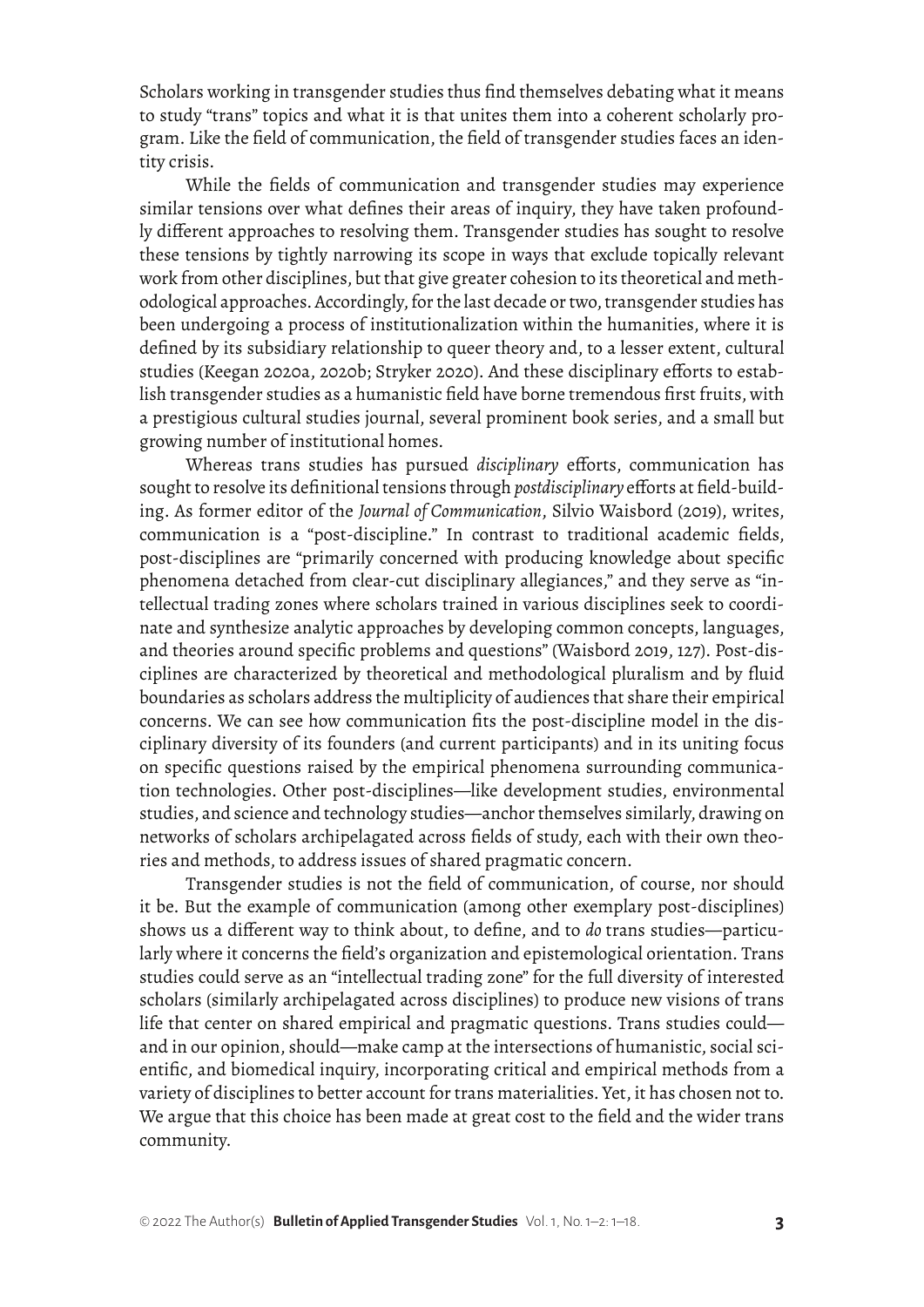Scholars working in transgender studies thus find themselves debating what it means to study "trans" topics and what it is that unites them into a coherent scholarly program. Like the field of communication, the field of transgender studies faces an identity crisis.

While the fields of communication and transgender studies may experience similar tensions over what defines their areas of inquiry, they have taken profoundly different approaches to resolving them. Transgender studies has sought to resolve these tensions by tightly narrowing its scope in ways that exclude topically relevant work from other disciplines, but that give greater cohesion to its theoretical and methodological approaches. Accordingly, for the last decade or two, transgender studies has been undergoing a process of institutionalization within the humanities, where it is defined by its subsidiary relationship to queer theory and, to a lesser extent, cultural studies (Keegan 2020a, 2020b; Stryker 2020). And these disciplinary efforts to establish transgender studies as a humanistic field have borne tremendous first fruits, with a prestigious cultural studies journal, several prominent book series, and a small but growing number of institutional homes.

Whereas trans studies has pursued *disciplinary* efforts, communication has sought to resolve its definitional tensions through *postdisciplinary* efforts at field-building. As former editor of the *Journal of Communication*, Silvio Waisbord (2019), writes, communication is a "post-discipline." In contrast to traditional academic fields, post-disciplines are "primarily concerned with producing knowledge about specific phenomena detached from clear-cut disciplinary allegiances," and they serve as "intellectual trading zones where scholars trained in various disciplines seek to coordinate and synthesize analytic approaches by developing common concepts, languages, and theories around specific problems and questions" (Waisbord 2019, 127). Post-disciplines are characterized by theoretical and methodological pluralism and by fluid boundaries as scholars address the multiplicity of audiences that share their empirical concerns. We can see how communication fits the post-discipline model in the disciplinary diversity of its founders (and current participants) and in its uniting focus on specific questions raised by the empirical phenomena surrounding communication technologies. Other post-disciplines—like development studies, environmental studies, and science and technology studies—anchor themselves similarly, drawing on networks of scholars archipelagated across fields of study, each with their own theories and methods, to address issues of shared pragmatic concern.

Transgender studies is not the field of communication, of course, nor should it be. But the example of communication (among other exemplary post-disciplines) shows us a different way to think about, to define, and to *do* trans studies—particularly where it concerns the field's organization and epistemological orientation. Trans studies could serve as an "intellectual trading zone" for the full diversity of interested scholars (similarly archipelagated across disciplines) to produce new visions of trans life that center on shared empirical and pragmatic questions. Trans studies could—and in our opinion, should—make camp at the intersections of humanistic, social scientific, and biomedical inquiry, incorporating critical and empirical methods from a variety of disciplines to better account for trans materialities. Yet, it has chosen not to. We argue that this choice has been made at great cost to the field and the wider trans community.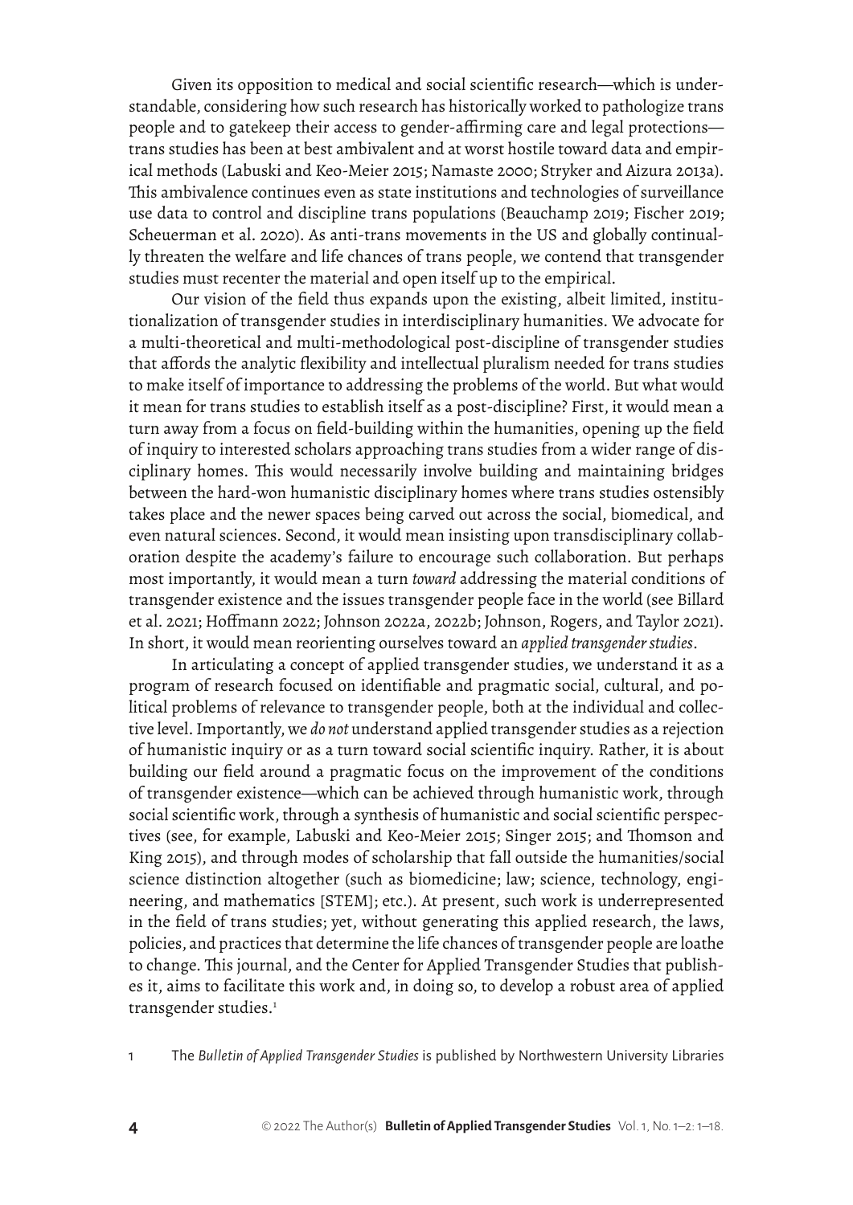Given its opposition to medical and social scientific research—which is understandable, considering how such research has historically worked to pathologize trans people and to gatekeep their access to gender-affirming care and legal protections—trans studies has been at best ambivalent and at worst hostile toward data and empirical methods (Labuski and Keo-Meier 2015; Namaste 2000; Stryker and Aizura 2013a). This ambivalence continues even as state institutions and technologies of surveillance use data to control and discipline trans populations (Beauchamp 2019; Fischer 2019; Scheuerman et al. 2020). As anti-trans movements in the US and globally continually threaten the welfare and life chances of trans people, we contend that transgender studies must recenter the material and open itself up to the empirical.

Our vision of the field thus expands upon the existing, albeit limited, institutionalization of transgender studies in interdisciplinary humanities. We advocate for a multi-theoretical and multi-methodological post-discipline of transgender studies that affords the analytic flexibility and intellectual pluralism needed for trans studies to make itself of importance to addressing the problems of the world. But what would it mean for trans studies to establish itself as a post-discipline? First, it would mean a turn away from a focus on field-building within the humanities, opening up the field of inquiry to interested scholars approaching trans studies from a wider range of disciplinary homes. This would necessarily involve building and maintaining bridges between the hard-won humanistic disciplinary homes where trans studies ostensibly takes place and the newer spaces being carved out across the social, biomedical, and even natural sciences. Second, it would mean insisting upon transdisciplinary collaboration despite the academy's failure to encourage such collaboration. But perhaps most importantly, it would mean a turn *toward* addressing the material conditions of transgender existence and the issues transgender people face in the world (see Billard et al. 2021; Hoffmann 2022; Johnson 2022a, 2022b; Johnson, Rogers, and Taylor 2021). In short, it would mean reorienting ourselves toward an *applied transgender studies*.

In articulating a concept of applied transgender studies, we understand it as a program of research focused on identifiable and pragmatic social, cultural, and political problems of relevance to transgender people, both at the individual and collective level. Importantly, we *do not* understand applied transgender studies as a rejection of humanistic inquiry or as a turn toward social scientific inquiry. Rather, it is about building our field around a pragmatic focus on the improvement of the conditions of transgender existence—which can be achieved through humanistic work, through social scientific work, through a synthesis of humanistic and social scientific perspectives (see, for example, Labuski and Keo-Meier 2015; Singer 2015; and Thomson and King 2015), and through modes of scholarship that fall outside the humanities/social science distinction altogether (such as biomedicine; law; science, technology, engineering, and mathematics [STEM]; etc.). At present, such work is underrepresented in the field of trans studies; yet, without generating this applied research, the laws, policies, and practices that determine the life chances of transgender people are loathe to change. This journal, and the Center for Applied Transgender Studies that publishes it, aims to facilitate this work and, in doing so, to develop a robust area of applied transgender studies.[1]

[1] The *Bulletin of Applied Transgender Studies* is published by Northwestern University Libraries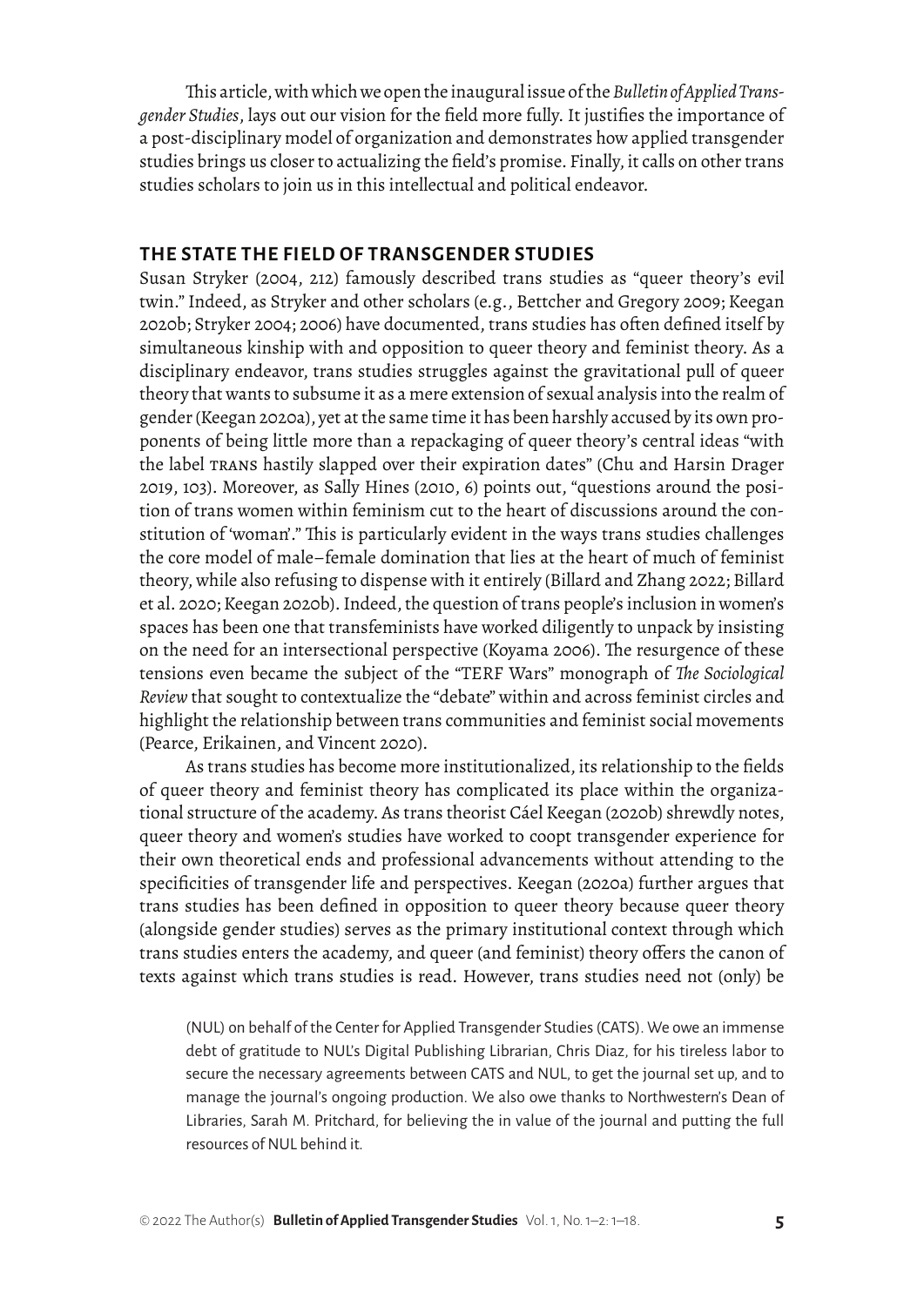This article, with which we open the inaugural issue of the *Bulletin of Applied Transgender Studies*, lays out our vision for the field more fully. It justifies the importance of a post-disciplinary model of organization and demonstrates how applied transgender studies brings us closer to actualizing the field's promise. Finally, it calls on other trans studies scholars to join us in this intellectual and political endeavor.

## THE STATE THE FIELD OF TRANSGENDER STUDIES

Susan Stryker (2004, 212) famously described trans studies as "queer theory's evil twin." Indeed, as Stryker and other scholars (e.g., Bettcher and Gregory 2009; Keegan 2020b; Stryker 2004; 2006) have documented, trans studies has often defined itself by simultaneous kinship with and opposition to queer theory and feminist theory. As a disciplinary endeavor, trans studies struggles against the gravitational pull of queer theory that wants to subsume it as a mere extension of sexual analysis into the realm of gender (Keegan 2020a), yet at the same time it has been harshly accused by its own proponents of being little more than a repackaging of queer theory's central ideas "with the label TRANS hastily slapped over their expiration dates" (Chu and Harsin Drager 2019, 103). Moreover, as Sally Hines (2010, 6) points out, "questions around the position of trans women within feminism cut to the heart of discussions around the constitution of 'woman'." This is particularly evident in the ways trans studies challenges the core model of male–female domination that lies at the heart of much of feminist theory, while also refusing to dispense with it entirely (Billard and Zhang 2022; Billard et al. 2020; Keegan 2020b). Indeed, the question of trans people's inclusion in women's spaces has been one that transfeminists have worked diligently to unpack by insisting on the need for an intersectional perspective (Koyama 2006). The resurgence of these tensions even became the subject of the "TERF Wars" monograph of *The Sociological Review* that sought to contextualize the "debate" within and across feminist circles and highlight the relationship between trans communities and feminist social movements (Pearce, Erikainen, and Vincent 2020).

As trans studies has become more institutionalized, its relationship to the fields of queer theory and feminist theory has complicated its place within the organizational structure of the academy. As trans theorist Cáel Keegan (2020b) shrewdly notes, queer theory and women's studies have worked to coopt transgender experience for their own theoretical ends and professional advancements without attending to the specificities of transgender life and perspectives. Keegan (2020a) further argues that trans studies has been defined in opposition to queer theory because queer theory (alongside gender studies) serves as the primary institutional context through which trans studies enters the academy, and queer (and feminist) theory offers the canon of texts against which trans studies is read. However, trans studies need not (only) be

(NUL) on behalf of the Center for Applied Transgender Studies (CATS). We owe an immense debt of gratitude to NUL's Digital Publishing Librarian, Chris Diaz, for his tireless labor to secure the necessary agreements between CATS and NUL, to get the journal set up, and to manage the journal's ongoing production. We also owe thanks to Northwestern's Dean of Libraries, Sarah M. Pritchard, for believing the in value of the journal and putting the full resources of NUL behind it.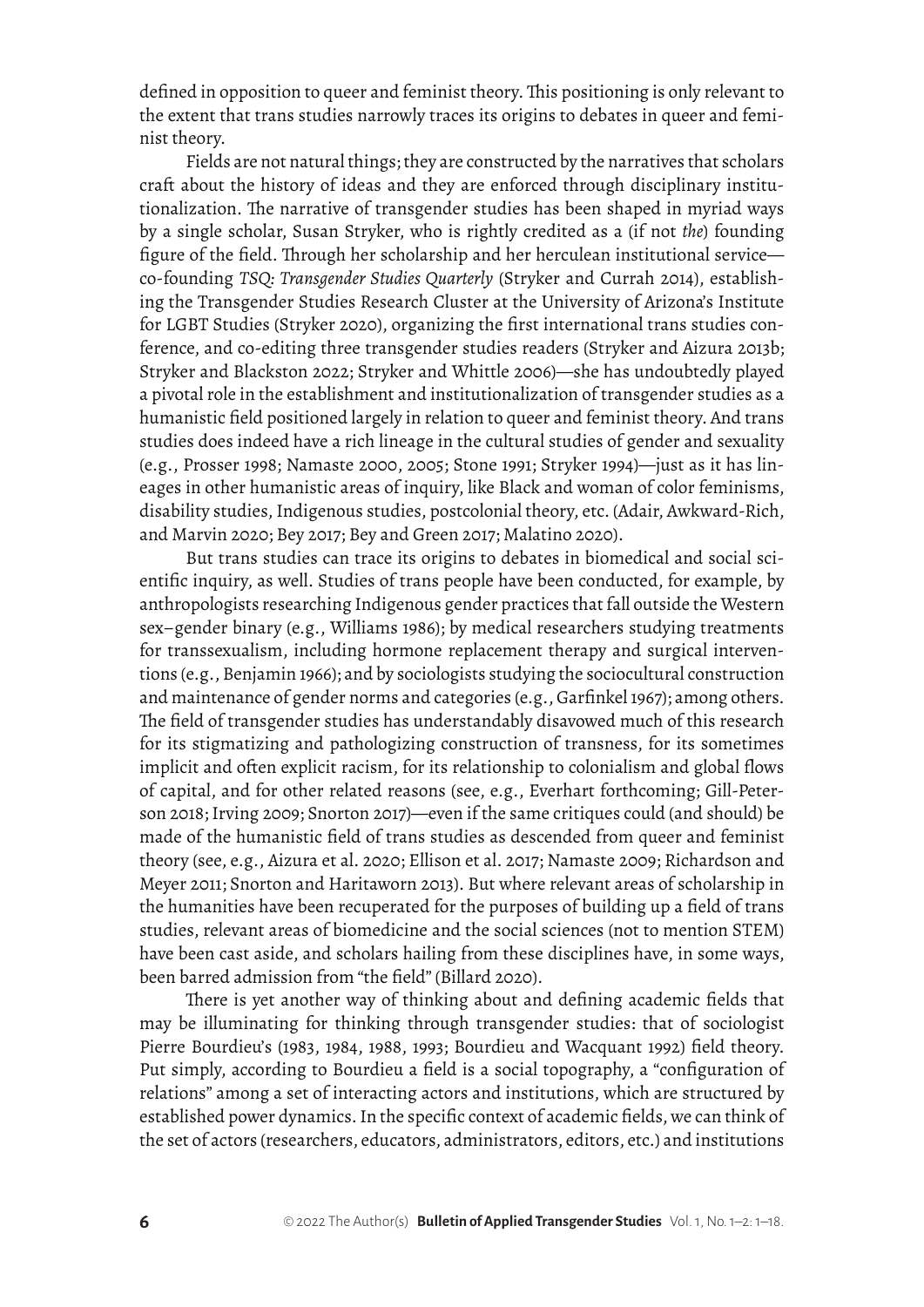defined in opposition to queer and feminist theory. This positioning is only relevant to the extent that trans studies narrowly traces its origins to debates in queer and feminist theory.

Fields are not natural things; they are constructed by the narratives that scholars craft about the history of ideas and they are enforced through disciplinary institutionalization. The narrative of transgender studies has been shaped in myriad ways by a single scholar, Susan Stryker, who is rightly credited as a (if not *the*) founding figure of the field. Through her scholarship and her herculean institutional service—co-founding *TSQ: Transgender Studies Quarterly* (Stryker and Currah 2014), establishing the Transgender Studies Research Cluster at the University of Arizona's Institute for LGBT Studies (Stryker 2020), organizing the first international trans studies conference, and co-editing three transgender studies readers (Stryker and Aizura 2013b; Stryker and Blackston 2022; Stryker and Whittle 2006)—she has undoubtedly played a pivotal role in the establishment and institutionalization of transgender studies as a humanistic field positioned largely in relation to queer and feminist theory. And trans studies does indeed have a rich lineage in the cultural studies of gender and sexuality (e.g., Prosser 1998; Namaste 2000, 2005; Stone 1991; Stryker 1994)—just as it has lineages in other humanistic areas of inquiry, like Black and woman of color feminisms, disability studies, Indigenous studies, postcolonial theory, etc. (Adair, Awkward-Rich, and Marvin 2020; Bey 2017; Bey and Green 2017; Malatino 2020).

But trans studies can trace its origins to debates in biomedical and social scientific inquiry, as well. Studies of trans people have been conducted, for example, by anthropologists researching Indigenous gender practices that fall outside the Western sex–gender binary (e.g., Williams 1986); by medical researchers studying treatments for transsexualism, including hormone replacement therapy and surgical interventions (e.g., Benjamin 1966); and by sociologists studying the sociocultural construction and maintenance of gender norms and categories (e.g., Garfinkel 1967); among others. The field of transgender studies has understandably disavowed much of this research for its stigmatizing and pathologizing construction of transness, for its sometimes implicit and often explicit racism, for its relationship to colonialism and global flows of capital, and for other related reasons (see, e.g., Everhart forthcoming; Gill-Peterson 2018; Irving 2009; Snorton 2017)—even if the same critiques could (and should) be made of the humanistic field of trans studies as descended from queer and feminist theory (see, e.g., Aizura et al. 2020; Ellison et al. 2017; Namaste 2009; Richardson and Meyer 2011; Snorton and Haritaworn 2013). But where relevant areas of scholarship in the humanities have been recuperated for the purposes of building up a field of trans studies, relevant areas of biomedicine and the social sciences (not to mention STEM) have been cast aside, and scholars hailing from these disciplines have, in some ways, been barred admission from "the field" (Billard 2020).

There is yet another way of thinking about and defining academic fields that may be illuminating for thinking through transgender studies: that of sociologist Pierre Bourdieu's (1983, 1984, 1988, 1993; Bourdieu and Wacquant 1992) field theory. Put simply, according to Bourdieu a field is a social topography, a "configuration of relations" among a set of interacting actors and institutions, which are structured by established power dynamics. In the specific context of academic fields, we can think of the set of actors (researchers, educators, administrators, editors, etc.) and institutions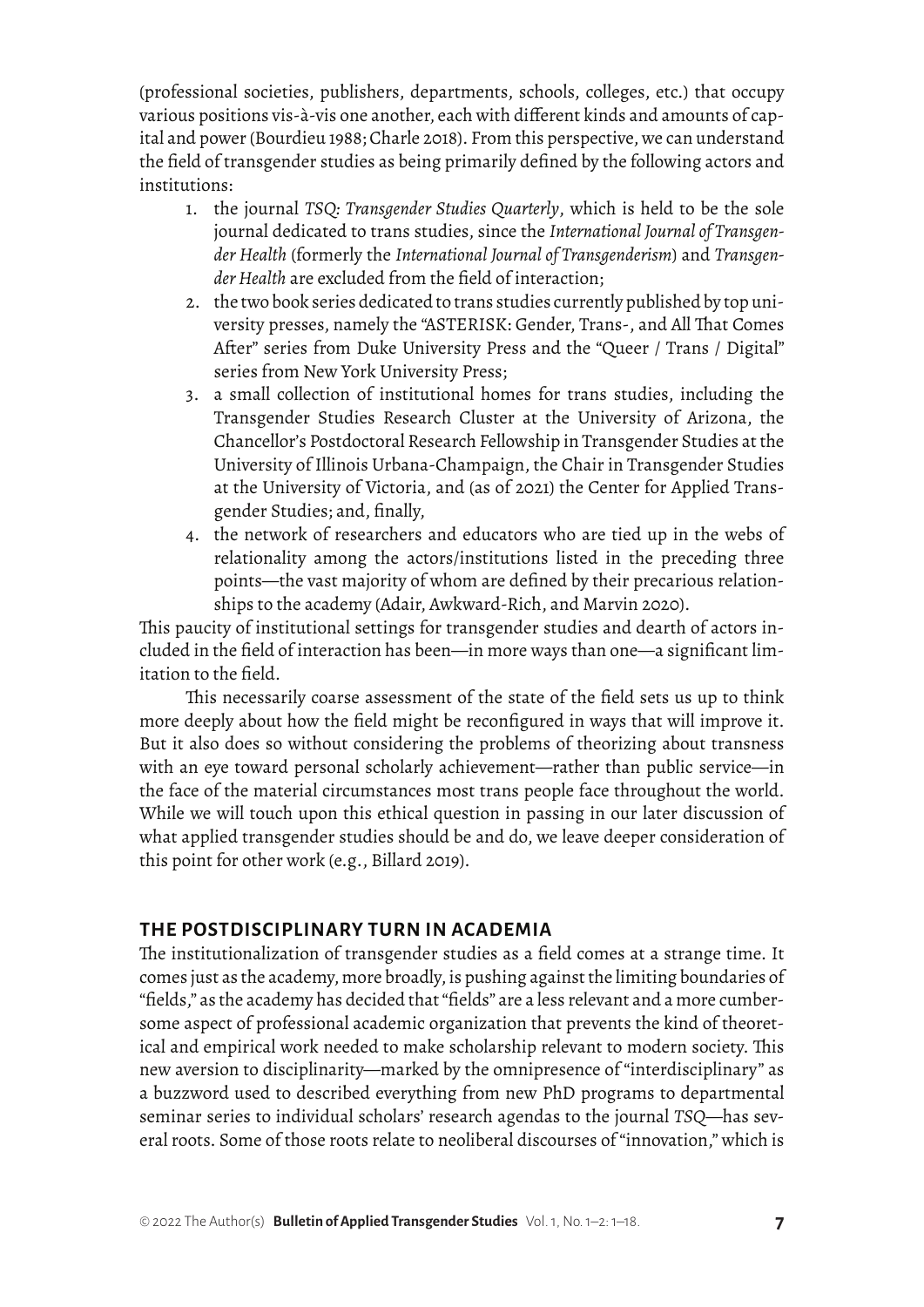(professional societies, publishers, departments, schools, colleges, etc.) that occupy various positions vis-à-vis one another, each with different kinds and amounts of capital and power (Bourdieu 1988; Charle 2018). From this perspective, we can understand the field of transgender studies as being primarily defined by the following actors and institutions:

1. the journal *TSQ: Transgender Studies Quarterly*, which is held to be the sole journal dedicated to trans studies, since the *International Journal of Transgender Health* (formerly the *International Journal of Transgenderism*) and *Transgender Health* are excluded from the field of interaction;
2. the two book series dedicated to trans studies currently published by top university presses, namely the "ASTERISK: Gender, Trans-, and All That Comes After" series from Duke University Press and the "Queer / Trans / Digital" series from New York University Press;
3. a small collection of institutional homes for trans studies, including the Transgender Studies Research Cluster at the University of Arizona, the Chancellor's Postdoctoral Research Fellowship in Transgender Studies at the University of Illinois Urbana-Champaign, the Chair in Transgender Studies at the University of Victoria, and (as of 2021) the Center for Applied Transgender Studies; and, finally,
4. the network of researchers and educators who are tied up in the webs of relationality among the actors/institutions listed in the preceding three points—the vast majority of whom are defined by their precarious relationships to the academy (Adair, Awkward-Rich, and Marvin 2020).

This paucity of institutional settings for transgender studies and dearth of actors included in the field of interaction has been—in more ways than one—a significant limitation to the field.

This necessarily coarse assessment of the state of the field sets us up to think more deeply about how the field might be reconfigured in ways that will improve it. But it also does so without considering the problems of theorizing about transness with an eye toward personal scholarly achievement—rather than public service—in the face of the material circumstances most trans people face throughout the world. While we will touch upon this ethical question in passing in our later discussion of what applied transgender studies should be and do, we leave deeper consideration of this point for other work (e.g., Billard 2019).

## THE POSTDISCIPLINARY TURN IN ACADEMIA

The institutionalization of transgender studies as a field comes at a strange time. It comes just as the academy, more broadly, is pushing against the limiting boundaries of "fields," as the academy has decided that "fields" are a less relevant and a more cumbersome aspect of professional academic organization that prevents the kind of theoretical and empirical work needed to make scholarship relevant to modern society. This new aversion to disciplinarity—marked by the omnipresence of "interdisciplinary" as a buzzword used to described everything from new PhD programs to departmental seminar series to individual scholars' research agendas to the journal *TSQ*—has several roots. Some of those roots relate to neoliberal discourses of "innovation," which is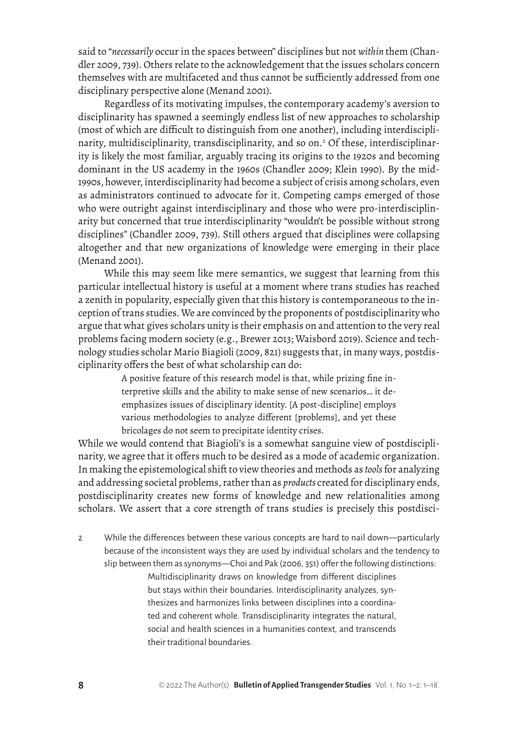said to "*necessarily* occur in the spaces between" disciplines but not *within* them (Chandler 2009, 739). Others relate to the acknowledgement that the issues scholars concern themselves with are multifaceted and thus cannot be sufficiently addressed from one disciplinary perspective alone (Menand 2001).

Regardless of its motivating impulses, the contemporary academy's aversion to disciplinarity has spawned a seemingly endless list of new approaches to scholarship (most of which are difficult to distinguish from one another), including interdisciplinarity, multidisciplinarity, transdisciplinarity, and so on.[2] Of these, interdisciplinarity is likely the most familiar, arguably tracing its origins to the 1920s and becoming dominant in the US academy in the 1960s (Chandler 2009; Klein 1990). By the mid-1990s, however, interdisciplinarity had become a subject of crisis among scholars, even as administrators continued to advocate for it. Competing camps emerged of those who were outright against interdisciplinary and those who were pro-interdisciplinarity but concerned that true interdisciplinarity "wouldn't be possible without strong disciplines" (Chandler 2009, 739). Still others argued that disciplines were collapsing altogether and that new organizations of knowledge were emerging in their place (Menand 2001).

While this may seem like mere semantics, we suggest that learning from this particular intellectual history is useful at a moment where trans studies has reached a zenith in popularity, especially given that this history is contemporaneous to the inception of trans studies. We are convinced by the proponents of postdisciplinarity who argue that what gives scholars unity is their emphasis on and attention to the very real problems facing modern society (e.g., Brewer 2013; Waisbord 2019). Science and technology studies scholar Mario Biagioli (2009, 821) suggests that, in many ways, postdisciplinarity offers the best of what scholarship can do:

> A positive feature of this research model is that, while prizing fine interpretive skills and the ability to make sense of new scenarios… it deemphasizes issues of disciplinary identity. [A post-discipline] employs various methodologies to analyze different [problems], and yet these bricolages do not seem to precipitate identity crises.

While we would contend that Biagioli's is a somewhat sanguine view of postdisciplinarity, we agree that it offers much to be desired as a mode of academic organization. In making the epistemological shift to view theories and methods as *tools* for analyzing and addressing societal problems, rather than as *products* created for disciplinary ends, postdisciplinarity creates new forms of knowledge and new relationalities among scholars. We assert that a core strength of trans studies is precisely this postdisci-

2 While the differences between these various concepts are hard to nail down—particularly because of the inconsistent ways they are used by individual scholars and the tendency to slip between them as synonyms—Choi and Pak (2006, 351) offer the following distinctions:

> Multidisciplinarity draws on knowledge from different disciplines but stays within their boundaries. Interdisciplinarity analyzes, synthesizes and harmonizes links between disciplines into a coordinated and coherent whole. Transdisciplinarity integrates the natural, social and health sciences in a humanities context, and transcends their traditional boundaries.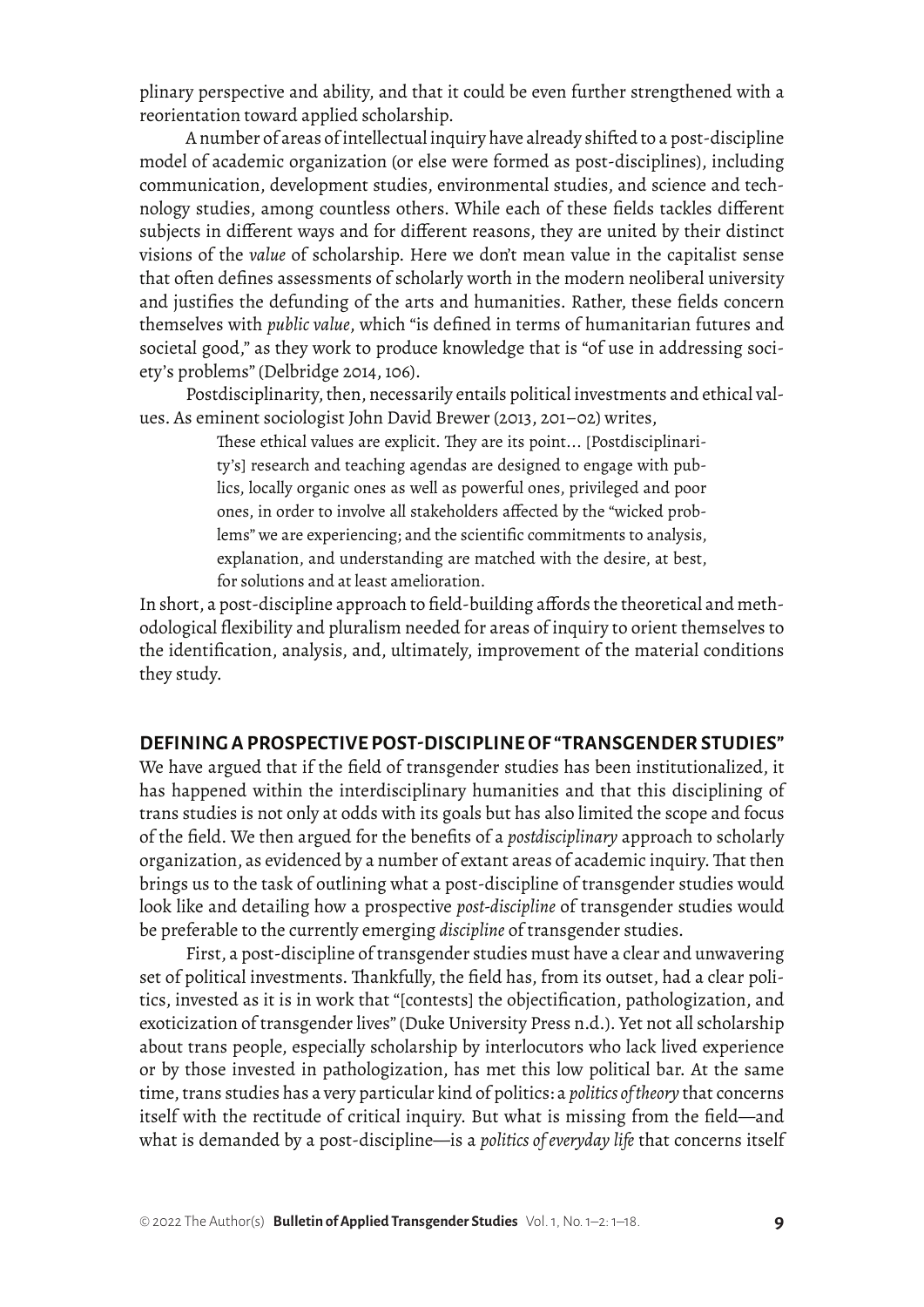plinary perspective and ability, and that it could be even further strengthened with a reorientation toward applied scholarship.

A number of areas of intellectual inquiry have already shifted to a post-discipline model of academic organization (or else were formed as post-disciplines), including communication, development studies, environmental studies, and science and technology studies, among countless others. While each of these fields tackles different subjects in different ways and for different reasons, they are united by their distinct visions of the *value* of scholarship. Here we don't mean value in the capitalist sense that often defines assessments of scholarly worth in the modern neoliberal university and justifies the defunding of the arts and humanities. Rather, these fields concern themselves with *public value*, which "is defined in terms of humanitarian futures and societal good," as they work to produce knowledge that is "of use in addressing society's problems" (Delbridge 2014, 106).

Postdisciplinarity, then, necessarily entails political investments and ethical values. As eminent sociologist John David Brewer (2013, 201–02) writes,

> These ethical values are explicit. They are its point... [Postdisciplinarity's] research and teaching agendas are designed to engage with publics, locally organic ones as well as powerful ones, privileged and poor ones, in order to involve all stakeholders affected by the "wicked problems" we are experiencing; and the scientific commitments to analysis, explanation, and understanding are matched with the desire, at best, for solutions and at least amelioration.

In short, a post-discipline approach to field-building affords the theoretical and methodological flexibility and pluralism needed for areas of inquiry to orient themselves to the identification, analysis, and, ultimately, improvement of the material conditions they study.

## DEFINING A PROSPECTIVE POST-DISCIPLINE OF "TRANSGENDER STUDIES"

We have argued that if the field of transgender studies has been institutionalized, it has happened within the interdisciplinary humanities and that this disciplining of trans studies is not only at odds with its goals but has also limited the scope and focus of the field. We then argued for the benefits of a *postdisciplinary* approach to scholarly organization, as evidenced by a number of extant areas of academic inquiry. That then brings us to the task of outlining what a post-discipline of transgender studies would look like and detailing how a prospective *post-discipline* of transgender studies would be preferable to the currently emerging *discipline* of transgender studies.

First, a post-discipline of transgender studies must have a clear and unwavering set of political investments. Thankfully, the field has, from its outset, had a clear politics, invested as it is in work that "[contests] the objectification, pathologization, and exoticization of transgender lives" (Duke University Press n.d.). Yet not all scholarship about trans people, especially scholarship by interlocutors who lack lived experience or by those invested in pathologization, has met this low political bar. At the same time, trans studies has a very particular kind of politics: a *politics of theory* that concerns itself with the rectitude of critical inquiry. But what is missing from the field—and what is demanded by a post-discipline—is a *politics of everyday life* that concerns itself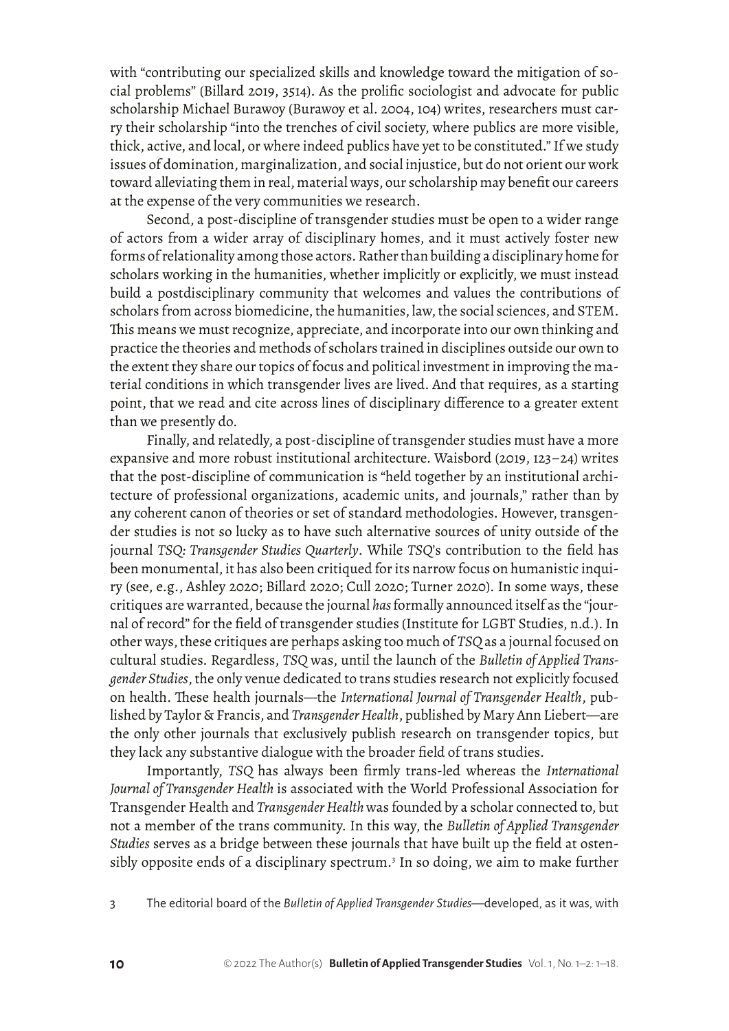with "contributing our specialized skills and knowledge toward the mitigation of social problems" (Billard 2019, 3514). As the prolific sociologist and advocate for public scholarship Michael Burawoy (Burawoy et al. 2004, 104) writes, researchers must carry their scholarship "into the trenches of civil society, where publics are more visible, thick, active, and local, or where indeed publics have yet to be constituted." If we study issues of domination, marginalization, and social injustice, but do not orient our work toward alleviating them in real, material ways, our scholarship may benefit our careers at the expense of the very communities we research.

Second, a post-discipline of transgender studies must be open to a wider range of actors from a wider array of disciplinary homes, and it must actively foster new forms of relationality among those actors. Rather than building a disciplinary home for scholars working in the humanities, whether implicitly or explicitly, we must instead build a postdisciplinary community that welcomes and values the contributions of scholars from across biomedicine, the humanities, law, the social sciences, and STEM. This means we must recognize, appreciate, and incorporate into our own thinking and practice the theories and methods of scholars trained in disciplines outside our own to the extent they share our topics of focus and political investment in improving the material conditions in which transgender lives are lived. And that requires, as a starting point, that we read and cite across lines of disciplinary difference to a greater extent than we presently do.

Finally, and relatedly, a post-discipline of transgender studies must have a more expansive and more robust institutional architecture. Waisbord (2019, 123–24) writes that the post-discipline of communication is "held together by an institutional architecture of professional organizations, academic units, and journals," rather than by any coherent canon of theories or set of standard methodologies. However, transgender studies is not so lucky as to have such alternative sources of unity outside of the journal *TSQ: Transgender Studies Quarterly*. While *TSQ*'s contribution to the field has been monumental, it has also been critiqued for its narrow focus on humanistic inquiry (see, e.g., Ashley 2020; Billard 2020; Cull 2020; Turner 2020). In some ways, these critiques are warranted, because the journal *has* formally announced itself as the "journal of record" for the field of transgender studies (Institute for LGBT Studies, n.d.). In other ways, these critiques are perhaps asking too much of *TSQ* as a journal focused on cultural studies. Regardless, *TSQ* was, until the launch of the *Bulletin of Applied Transgender Studies*, the only venue dedicated to trans studies research not explicitly focused on health. These health journals—the *International Journal of Transgender Health*, published by Taylor & Francis, and *Transgender Health*, published by Mary Ann Liebert—are the only other journals that exclusively publish research on transgender topics, but they lack any substantive dialogue with the broader field of trans studies.

Importantly, *TSQ* has always been firmly trans-led whereas the *International Journal of Transgender Health* is associated with the World Professional Association for Transgender Health and *Transgender Health* was founded by a scholar connected to, but not a member of the trans community. In this way, the *Bulletin of Applied Transgender Studies* serves as a bridge between these journals that have built up the field at ostensibly opposite ends of a disciplinary spectrum.[3] In so doing, we aim to make further

3 The editorial board of the *Bulletin of Applied Transgender Studies*—developed, as it was, with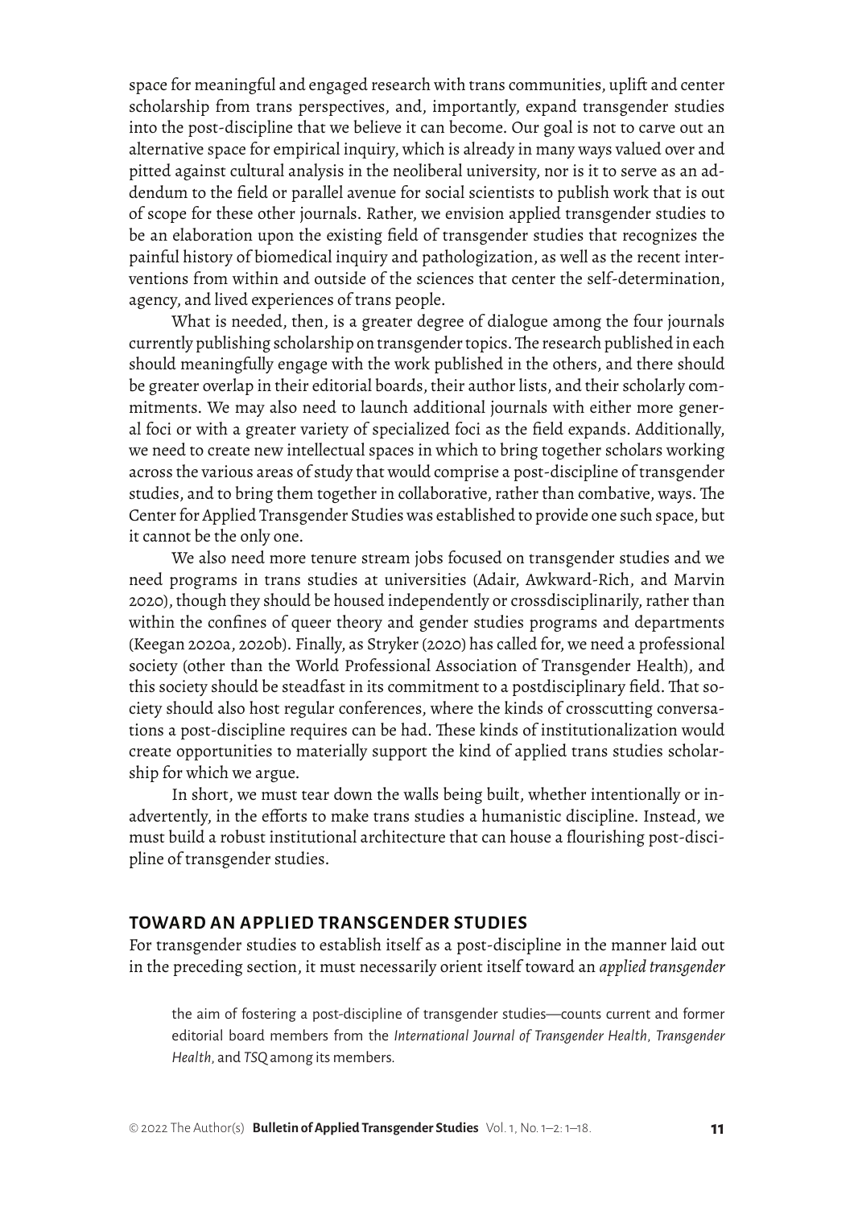space for meaningful and engaged research with trans communities, uplift and center scholarship from trans perspectives, and, importantly, expand transgender studies into the post-discipline that we believe it can become. Our goal is not to carve out an alternative space for empirical inquiry, which is already in many ways valued over and pitted against cultural analysis in the neoliberal university, nor is it to serve as an addendum to the field or parallel avenue for social scientists to publish work that is out of scope for these other journals. Rather, we envision applied transgender studies to be an elaboration upon the existing field of transgender studies that recognizes the painful history of biomedical inquiry and pathologization, as well as the recent interventions from within and outside of the sciences that center the self-determination, agency, and lived experiences of trans people.

What is needed, then, is a greater degree of dialogue among the four journals currently publishing scholarship on transgender topics. The research published in each should meaningfully engage with the work published in the others, and there should be greater overlap in their editorial boards, their author lists, and their scholarly commitments. We may also need to launch additional journals with either more general foci or with a greater variety of specialized foci as the field expands. Additionally, we need to create new intellectual spaces in which to bring together scholars working across the various areas of study that would comprise a post-discipline of transgender studies, and to bring them together in collaborative, rather than combative, ways. The Center for Applied Transgender Studies was established to provide one such space, but it cannot be the only one.

We also need more tenure stream jobs focused on transgender studies and we need programs in trans studies at universities (Adair, Awkward-Rich, and Marvin 2020), though they should be housed independently or crossdisciplinarily, rather than within the confines of queer theory and gender studies programs and departments (Keegan 2020a, 2020b). Finally, as Stryker (2020) has called for, we need a professional society (other than the World Professional Association of Transgender Health), and this society should be steadfast in its commitment to a postdisciplinary field. That society should also host regular conferences, where the kinds of crosscutting conversations a post-discipline requires can be had. These kinds of institutionalization would create opportunities to materially support the kind of applied trans studies scholarship for which we argue.

In short, we must tear down the walls being built, whether intentionally or inadvertently, in the efforts to make trans studies a humanistic discipline. Instead, we must build a robust institutional architecture that can house a flourishing post-discipline of transgender studies.

## TOWARD AN APPLIED TRANSGENDER STUDIES

For transgender studies to establish itself as a post-discipline in the manner laid out in the preceding section, it must necessarily orient itself toward an *applied transgender*

the aim of fostering a post-discipline of transgender studies—counts current and former editorial board members from the *International Journal of Transgender Health*, *Transgender Health*, and *TSQ* among its members.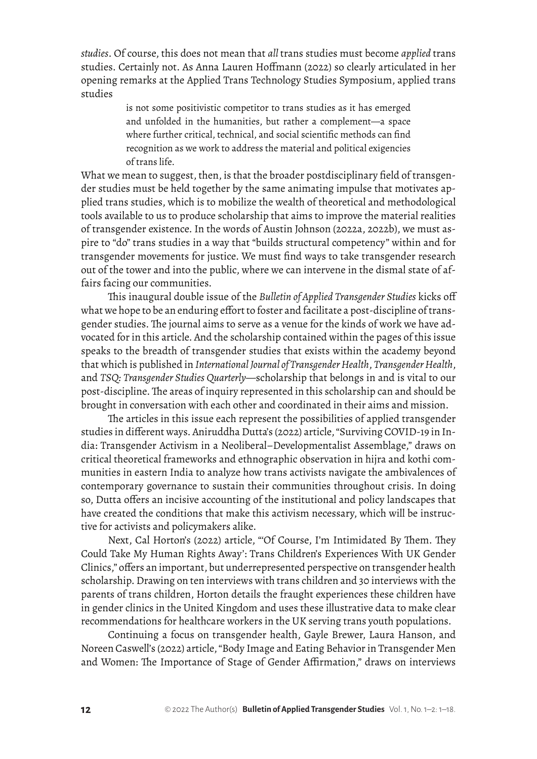*studies*. Of course, this does not mean that *all* trans studies must become *applied* trans studies. Certainly not. As Anna Lauren Hoffmann (2022) so clearly articulated in her opening remarks at the Applied Trans Technology Studies Symposium, applied trans studies

> is not some positivistic competitor to trans studies as it has emerged and unfolded in the humanities, but rather a complement—a space where further critical, technical, and social scientific methods can find recognition as we work to address the material and political exigencies of trans life.

What we mean to suggest, then, is that the broader postdisciplinary field of transgender studies must be held together by the same animating impulse that motivates applied trans studies, which is to mobilize the wealth of theoretical and methodological tools available to us to produce scholarship that aims to improve the material realities of transgender existence. In the words of Austin Johnson (2022a, 2022b), we must aspire to "do" trans studies in a way that "builds structural competency" within and for transgender movements for justice. We must find ways to take transgender research out of the tower and into the public, where we can intervene in the dismal state of affairs facing our communities.

This inaugural double issue of the *Bulletin of Applied Transgender Studies* kicks off what we hope to be an enduring effort to foster and facilitate a post-discipline of transgender studies. The journal aims to serve as a venue for the kinds of work we have advocated for in this article. And the scholarship contained within the pages of this issue speaks to the breadth of transgender studies that exists within the academy beyond that which is published in *International Journal of Transgender Health*, *Transgender Health*, and *TSQ: Transgender Studies Quarterly*—scholarship that belongs in and is vital to our post-discipline. The areas of inquiry represented in this scholarship can and should be brought in conversation with each other and coordinated in their aims and mission.

The articles in this issue each represent the possibilities of applied transgender studies in different ways. Aniruddha Dutta's (2022) article, "Surviving COVID-19 in India: Transgender Activism in a Neoliberal–Developmentalist Assemblage," draws on critical theoretical frameworks and ethnographic observation in hijra and kothi communities in eastern India to analyze how trans activists navigate the ambivalences of contemporary governance to sustain their communities throughout crisis. In doing so, Dutta offers an incisive accounting of the institutional and policy landscapes that have created the conditions that make this activism necessary, which will be instructive for activists and policymakers alike.

Next, Cal Horton's (2022) article, "'Of Course, I'm Intimidated By Them. They Could Take My Human Rights Away': Trans Children's Experiences With UK Gender Clinics," offers an important, but underrepresented perspective on transgender health scholarship. Drawing on ten interviews with trans children and 30 interviews with the parents of trans children, Horton details the fraught experiences these children have in gender clinics in the United Kingdom and uses these illustrative data to make clear recommendations for healthcare workers in the UK serving trans youth populations.

Continuing a focus on transgender health, Gayle Brewer, Laura Hanson, and Noreen Caswell's (2022) article, "Body Image and Eating Behavior in Transgender Men and Women: The Importance of Stage of Gender Affirmation," draws on interviews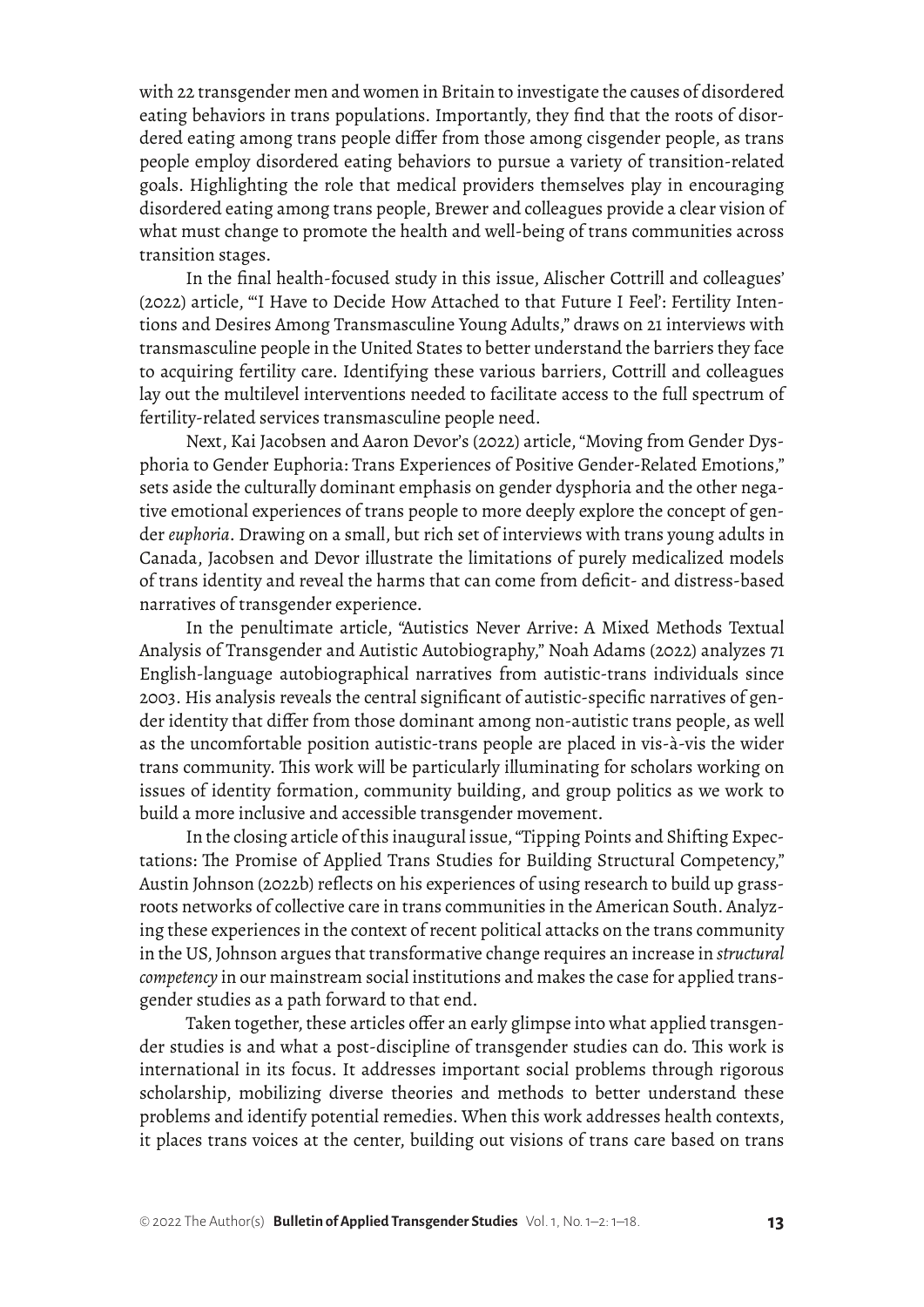with 22 transgender men and women in Britain to investigate the causes of disordered eating behaviors in trans populations. Importantly, they find that the roots of disordered eating among trans people differ from those among cisgender people, as trans people employ disordered eating behaviors to pursue a variety of transition-related goals. Highlighting the role that medical providers themselves play in encouraging disordered eating among trans people, Brewer and colleagues provide a clear vision of what must change to promote the health and well-being of trans communities across transition stages.

In the final health-focused study in this issue, Alischer Cottrill and colleagues' (2022) article, "'I Have to Decide How Attached to that Future I Feel': Fertility Intentions and Desires Among Transmasculine Young Adults," draws on 21 interviews with transmasculine people in the United States to better understand the barriers they face to acquiring fertility care. Identifying these various barriers, Cottrill and colleagues lay out the multilevel interventions needed to facilitate access to the full spectrum of fertility-related services transmasculine people need.

Next, Kai Jacobsen and Aaron Devor's (2022) article, "Moving from Gender Dysphoria to Gender Euphoria: Trans Experiences of Positive Gender-Related Emotions," sets aside the culturally dominant emphasis on gender dysphoria and the other negative emotional experiences of trans people to more deeply explore the concept of gender *euphoria*. Drawing on a small, but rich set of interviews with trans young adults in Canada, Jacobsen and Devor illustrate the limitations of purely medicalized models of trans identity and reveal the harms that can come from deficit- and distress-based narratives of transgender experience.

In the penultimate article, "Autistics Never Arrive: A Mixed Methods Textual Analysis of Transgender and Autistic Autobiography," Noah Adams (2022) analyzes 71 English-language autobiographical narratives from autistic-trans individuals since 2003. His analysis reveals the central significant of autistic-specific narratives of gender identity that differ from those dominant among non-autistic trans people, as well as the uncomfortable position autistic-trans people are placed in vis-à-vis the wider trans community. This work will be particularly illuminating for scholars working on issues of identity formation, community building, and group politics as we work to build a more inclusive and accessible transgender movement.

In the closing article of this inaugural issue, "Tipping Points and Shifting Expectations: The Promise of Applied Trans Studies for Building Structural Competency," Austin Johnson (2022b) reflects on his experiences of using research to build up grassroots networks of collective care in trans communities in the American South. Analyzing these experiences in the context of recent political attacks on the trans community in the US, Johnson argues that transformative change requires an increase in *structural competency* in our mainstream social institutions and makes the case for applied transgender studies as a path forward to that end.

Taken together, these articles offer an early glimpse into what applied transgender studies is and what a post-discipline of transgender studies can do. This work is international in its focus. It addresses important social problems through rigorous scholarship, mobilizing diverse theories and methods to better understand these problems and identify potential remedies. When this work addresses health contexts, it places trans voices at the center, building out visions of trans care based on trans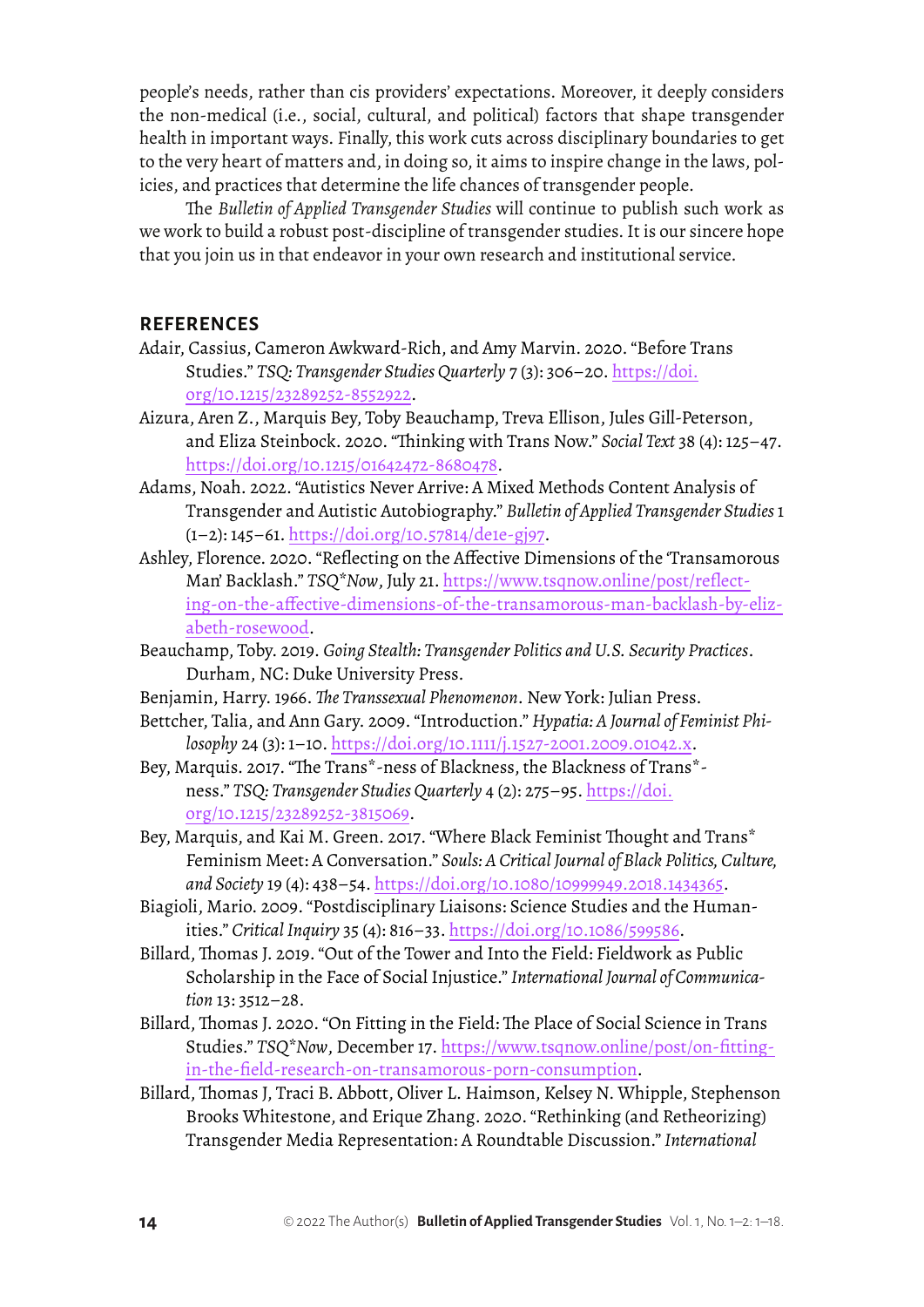people's needs, rather than cis providers' expectations. Moreover, it deeply considers the non-medical (i.e., social, cultural, and political) factors that shape transgender health in important ways. Finally, this work cuts across disciplinary boundaries to get to the very heart of matters and, in doing so, it aims to inspire change in the laws, policies, and practices that determine the life chances of transgender people.

The *Bulletin of Applied Transgender Studies* will continue to publish such work as we work to build a robust post-discipline of transgender studies. It is our sincere hope that you join us in that endeavor in your own research and institutional service.

## REFERENCES

Adair, Cassius, Cameron Awkward-Rich, and Amy Marvin. 2020. "Before Trans Studies." *TSQ: Transgender Studies Quarterly* 7 (3): 306–20. https://doi.org/10.1215/23289252-8552922.

Aizura, Aren Z., Marquis Bey, Toby Beauchamp, Treva Ellison, Jules Gill-Peterson, and Eliza Steinbock. 2020. "Thinking with Trans Now." *Social Text* 38 (4): 125–47. https://doi.org/10.1215/01642472-8680478.

Adams, Noah. 2022. "Autistics Never Arrive: A Mixed Methods Content Analysis of Transgender and Autistic Autobiography." *Bulletin of Applied Transgender Studies* 1 (1–2): 145–61. https://doi.org/10.57814/de1e-gj97.

Ashley, Florence. 2020. "Reflecting on the Affective Dimensions of the 'Transamorous Man' Backlash." *TSQ\*Now*, July 21. https://www.tsqnow.online/post/reflecting-on-the-affective-dimensions-of-the-transamorous-man-backlash-by-elizabeth-rosewood.

Beauchamp, Toby. 2019. *Going Stealth: Transgender Politics and U.S. Security Practices*. Durham, NC: Duke University Press.

Benjamin, Harry. 1966. *The Transsexual Phenomenon*. New York: Julian Press.

Bettcher, Talia, and Ann Gary. 2009. "Introduction." *Hypatia: A Journal of Feminist Philosophy* 24 (3): 1–10. https://doi.org/10.1111/j.1527-2001.2009.01042.x.

Bey, Marquis. 2017. "The Trans\*-ness of Blackness, the Blackness of Trans\*-ness." *TSQ: Transgender Studies Quarterly* 4 (2): 275–95. https://doi.org/10.1215/23289252-3815069.

Bey, Marquis, and Kai M. Green. 2017. "Where Black Feminist Thought and Trans\* Feminism Meet: A Conversation." *Souls: A Critical Journal of Black Politics, Culture, and Society* 19 (4): 438–54. https://doi.org/10.1080/10999949.2018.1434365.

Biagioli, Mario. 2009. "Postdisciplinary Liaisons: Science Studies and the Humanities." *Critical Inquiry* 35 (4): 816–33. https://doi.org/10.1086/599586.

Billard, Thomas J. 2019. "Out of the Tower and Into the Field: Fieldwork as Public Scholarship in the Face of Social Injustice." *International Journal of Communication* 13: 3512–28.

Billard, Thomas J. 2020. "On Fitting in the Field: The Place of Social Science in Trans Studies." *TSQ\*Now*, December 17. https://www.tsqnow.online/post/on-fitting-in-the-field-research-on-transamorous-porn-consumption.

Billard, Thomas J, Traci B. Abbott, Oliver L. Haimson, Kelsey N. Whipple, Stephenson Brooks Whitestone, and Erique Zhang. 2020. "Rethinking (and Retheorizing) Transgender Media Representation: A Roundtable Discussion." *International*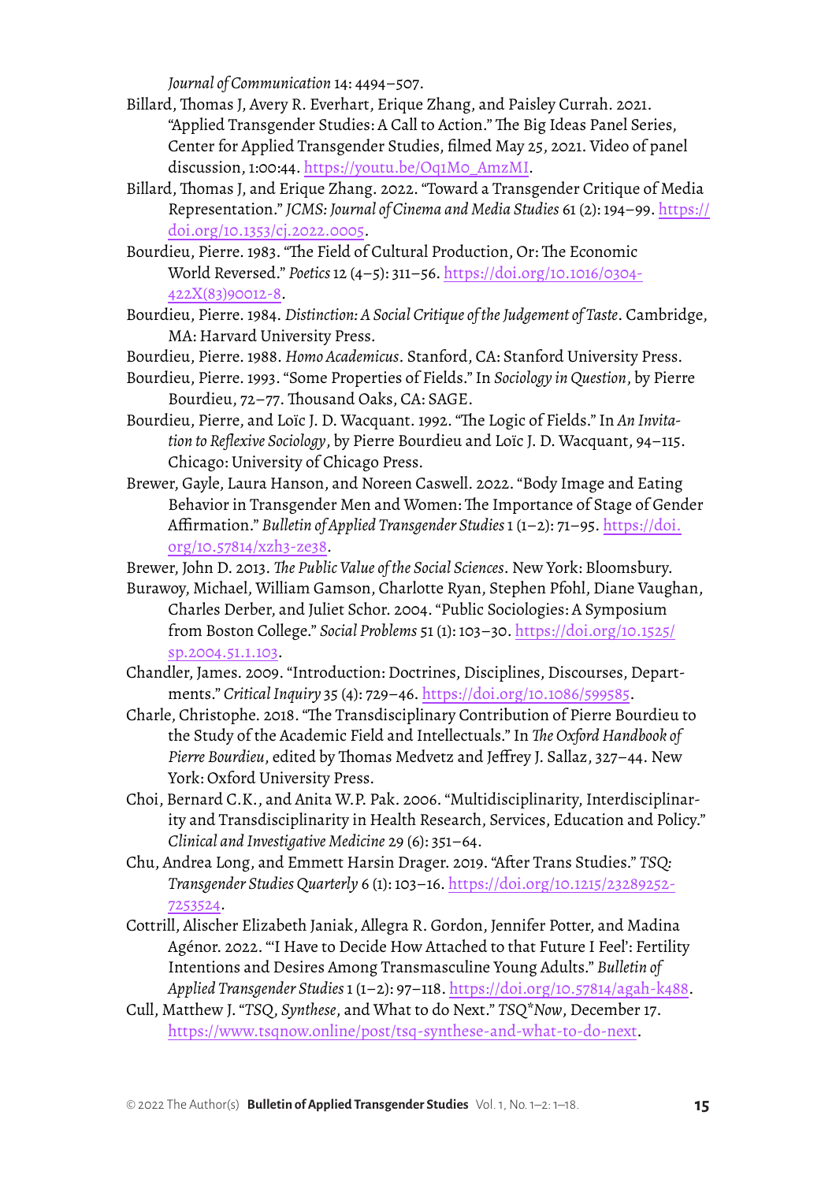*Journal of Communication* 14: 4494–507.

Billard, Thomas J, Avery R. Everhart, Erique Zhang, and Paisley Currah. 2021. "Applied Transgender Studies: A Call to Action." The Big Ideas Panel Series, Center for Applied Transgender Studies, filmed May 25, 2021. Video of panel discussion, 1:00:44. https://youtu.be/Oq1Mo_AmzMI.

Billard, Thomas J, and Erique Zhang. 2022. "Toward a Transgender Critique of Media Representation." *JCMS: Journal of Cinema and Media Studies* 61 (2): 194–99. https://doi.org/10.1353/cj.2022.0005.

Bourdieu, Pierre. 1983. "The Field of Cultural Production, Or: The Economic World Reversed." *Poetics* 12 (4–5): 311–56. https://doi.org/10.1016/0304-422X(83)90012-8.

Bourdieu, Pierre. 1984. *Distinction: A Social Critique of the Judgement of Taste*. Cambridge, MA: Harvard University Press.

Bourdieu, Pierre. 1988. *Homo Academicus*. Stanford, CA: Stanford University Press.

Bourdieu, Pierre. 1993. "Some Properties of Fields." In *Sociology in Question*, by Pierre Bourdieu, 72–77. Thousand Oaks, CA: SAGE.

Bourdieu, Pierre, and Loïc J. D. Wacquant. 1992. "The Logic of Fields." In *An Invitation to Reflexive Sociology*, by Pierre Bourdieu and Loïc J. D. Wacquant, 94–115. Chicago: University of Chicago Press.

Brewer, Gayle, Laura Hanson, and Noreen Caswell. 2022. "Body Image and Eating Behavior in Transgender Men and Women: The Importance of Stage of Gender Affirmation." *Bulletin of Applied Transgender Studies* 1 (1–2): 71–95. https://doi.org/10.57814/xzh3-ze38.

Brewer, John D. 2013. *The Public Value of the Social Sciences*. New York: Bloomsbury.

Burawoy, Michael, William Gamson, Charlotte Ryan, Stephen Pfohl, Diane Vaughan, Charles Derber, and Juliet Schor. 2004. "Public Sociologies: A Symposium from Boston College." *Social Problems* 51 (1): 103–30. https://doi.org/10.1525/sp.2004.51.1.103.

Chandler, James. 2009. "Introduction: Doctrines, Disciplines, Discourses, Departments." *Critical Inquiry* 35 (4): 729–46. https://doi.org/10.1086/599585.

Charle, Christophe. 2018. "The Transdisciplinary Contribution of Pierre Bourdieu to the Study of the Academic Field and Intellectuals." In *The Oxford Handbook of Pierre Bourdieu*, edited by Thomas Medvetz and Jeffrey J. Sallaz, 327–44. New York: Oxford University Press.

Choi, Bernard C.K., and Anita W.P. Pak. 2006. "Multidisciplinarity, Interdisciplinarity and Transdisciplinarity in Health Research, Services, Education and Policy." *Clinical and Investigative Medicine* 29 (6): 351–64.

Chu, Andrea Long, and Emmett Harsin Drager. 2019. "After Trans Studies." *TSQ: Transgender Studies Quarterly* 6 (1): 103–16. https://doi.org/10.1215/23289252-7253524.

Cottrill, Alischer Elizabeth Janiak, Allegra R. Gordon, Jennifer Potter, and Madina Agénor. 2022. "'I Have to Decide How Attached to that Future I Feel': Fertility Intentions and Desires Among Transmasculine Young Adults." *Bulletin of Applied Transgender Studies* 1 (1–2): 97–118. https://doi.org/10.57814/agah-k488.

Cull, Matthew J. "*TSQ*, *Synthese*, and What to do Next." *TSQ\*Now*, December 17. https://www.tsqnow.online/post/tsq-synthese-and-what-to-do-next.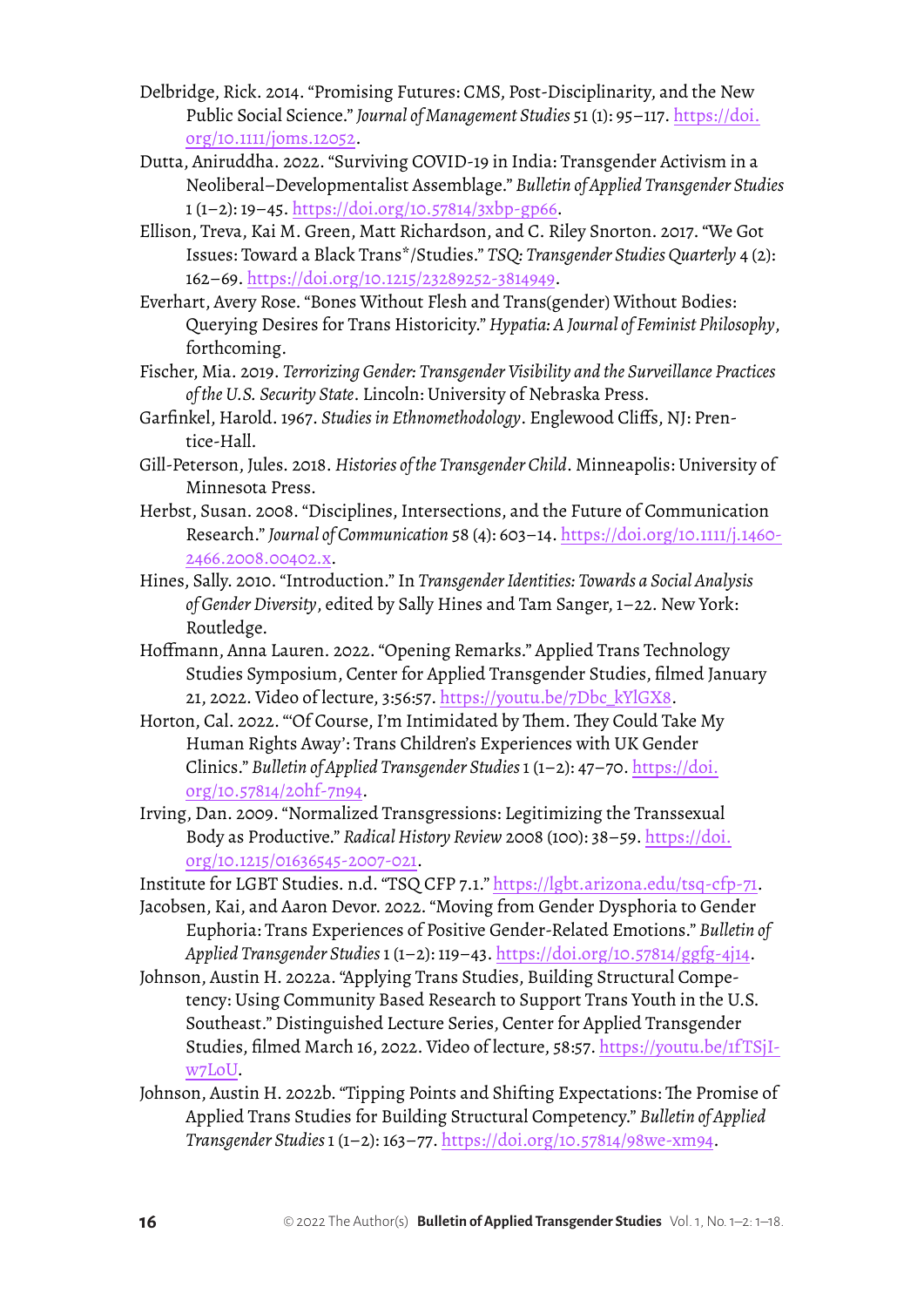Delbridge, Rick. 2014. "Promising Futures: CMS, Post-Disciplinarity, and the New Public Social Science." *Journal of Management Studies* 51 (1): 95–117. https://doi.org/10.1111/joms.12052.

Dutta, Aniruddha. 2022. "Surviving COVID-19 in India: Transgender Activism in a Neoliberal–Developmentalist Assemblage." *Bulletin of Applied Transgender Studies* 1 (1–2): 19–45. https://doi.org/10.57814/3xbp-gp66.

Ellison, Treva, Kai M. Green, Matt Richardson, and C. Riley Snorton. 2017. "We Got Issues: Toward a Black Trans*/Studies." *TSQ: Transgender Studies Quarterly* 4 (2): 162–69. https://doi.org/10.1215/23289252-3814949.

Everhart, Avery Rose. "Bones Without Flesh and Trans(gender) Without Bodies: Querying Desires for Trans Historicity." *Hypatia: A Journal of Feminist Philosophy*, forthcoming.

Fischer, Mia. 2019. *Terrorizing Gender: Transgender Visibility and the Surveillance Practices of the U.S. Security State*. Lincoln: University of Nebraska Press.

Garfinkel, Harold. 1967. *Studies in Ethnomethodology*. Englewood Cliffs, NJ: Prentice-Hall.

Gill-Peterson, Jules. 2018. *Histories of the Transgender Child*. Minneapolis: University of Minnesota Press.

Herbst, Susan. 2008. "Disciplines, Intersections, and the Future of Communication Research." *Journal of Communication* 58 (4): 603–14. https://doi.org/10.1111/j.1460-2466.2008.00402.x.

Hines, Sally. 2010. "Introduction." In *Transgender Identities: Towards a Social Analysis of Gender Diversity*, edited by Sally Hines and Tam Sanger, 1–22. New York: Routledge.

Hoffmann, Anna Lauren. 2022. "Opening Remarks." Applied Trans Technology Studies Symposium, Center for Applied Transgender Studies, filmed January 21, 2022. Video of lecture, 3:56:57. https://youtu.be/7Dbc_kYlGX8.

Horton, Cal. 2022. "'Of Course, I'm Intimidated by Them. They Could Take My Human Rights Away': Trans Children's Experiences with UK Gender Clinics." *Bulletin of Applied Transgender Studies* 1 (1–2): 47–70. https://doi.org/10.57814/20hf-7n94.

Irving, Dan. 2009. "Normalized Transgressions: Legitimizing the Transsexual Body as Productive." *Radical History Review* 2008 (100): 38–59. https://doi.org/10.1215/01636545-2007-021.

Institute for LGBT Studies. n.d. "TSQ CFP 7.1." https://lgbt.arizona.edu/tsq-cfp-71.

Jacobsen, Kai, and Aaron Devor. 2022. "Moving from Gender Dysphoria to Gender Euphoria: Trans Experiences of Positive Gender-Related Emotions." *Bulletin of Applied Transgender Studies* 1 (1–2): 119–43. https://doi.org/10.57814/ggfg-4j14.

Johnson, Austin H. 2022a. "Applying Trans Studies, Building Structural Competency: Using Community Based Research to Support Trans Youth in the U.S. Southeast." Distinguished Lecture Series, Center for Applied Transgender Studies, filmed March 16, 2022. Video of lecture, 58:57. https://youtu.be/1fTSjI-w7LoU.

Johnson, Austin H. 2022b. "Tipping Points and Shifting Expectations: The Promise of Applied Trans Studies for Building Structural Competency." *Bulletin of Applied Transgender Studies* 1 (1–2): 163–77. https://doi.org/10.57814/98we-xm94.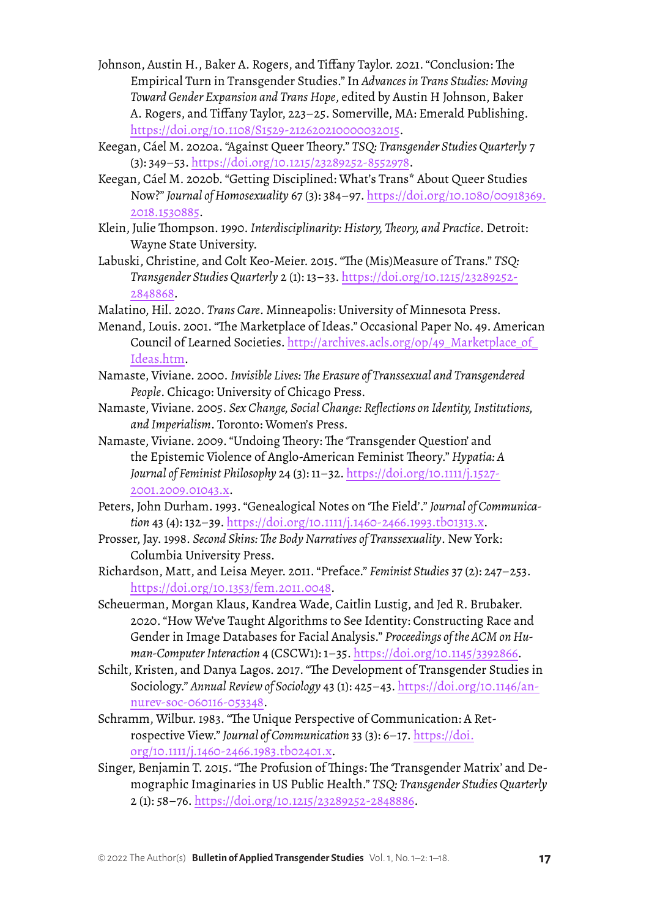Johnson, Austin H., Baker A. Rogers, and Tiffany Taylor. 2021. "Conclusion: The Empirical Turn in Transgender Studies." In *Advances in Trans Studies: Moving Toward Gender Expansion and Trans Hope*, edited by Austin H Johnson, Baker A. Rogers, and Tiffany Taylor, 223–25. Somerville, MA: Emerald Publishing. https://doi.org/10.1108/S1529-212620210000032015.

Keegan, Cáel M. 2020a. "Against Queer Theory." *TSQ: Transgender Studies Quarterly* 7 (3): 349–53. https://doi.org/10.1215/23289252-8552978.

Keegan, Cáel M. 2020b. "Getting Disciplined: What's Trans* About Queer Studies Now?" *Journal of Homosexuality* 67 (3): 384–97. https://doi.org/10.1080/00918369.2018.1530885.

Klein, Julie Thompson. 1990. *Interdisciplinarity: History, Theory, and Practice*. Detroit: Wayne State University.

Labuski, Christine, and Colt Keo-Meier. 2015. "The (Mis)Measure of Trans." *TSQ: Transgender Studies Quarterly* 2 (1): 13–33. https://doi.org/10.1215/23289252-2848868.

Malatino, Hil. 2020. *Trans Care*. Minneapolis: University of Minnesota Press.

Menand, Louis. 2001. "The Marketplace of Ideas." Occasional Paper No. 49. American Council of Learned Societies. http://archives.acls.org/op/49_Marketplace_of_Ideas.htm.

Namaste, Viviane. 2000. *Invisible Lives: The Erasure of Transsexual and Transgendered People*. Chicago: University of Chicago Press.

Namaste, Viviane. 2005. *Sex Change, Social Change: Reflections on Identity, Institutions, and Imperialism*. Toronto: Women's Press.

Namaste, Viviane. 2009. "Undoing Theory: The 'Transgender Question' and the Epistemic Violence of Anglo-American Feminist Theory." *Hypatia: A Journal of Feminist Philosophy* 24 (3): 11–32. https://doi.org/10.1111/j.1527-2001.2009.01043.x.

Peters, John Durham. 1993. "Genealogical Notes on 'The Field'." *Journal of Communication* 43 (4): 132–39. https://doi.org/10.1111/j.1460-2466.1993.tb01313.x.

Prosser, Jay. 1998. *Second Skins: The Body Narratives of Transsexuality*. New York: Columbia University Press.

Richardson, Matt, and Leisa Meyer. 2011. "Preface." *Feminist Studies* 37 (2): 247–253. https://doi.org/10.1353/fem.2011.0048.

Scheuerman, Morgan Klaus, Kandrea Wade, Caitlin Lustig, and Jed R. Brubaker. 2020. "How We've Taught Algorithms to See Identity: Constructing Race and Gender in Image Databases for Facial Analysis." *Proceedings of the ACM on Human-Computer Interaction* 4 (CSCW1): 1–35. https://doi.org/10.1145/3392866.

Schilt, Kristen, and Danya Lagos. 2017. "The Development of Transgender Studies in Sociology." *Annual Review of Sociology* 43 (1): 425–43. https://doi.org/10.1146/annurev-soc-060116-053348.

Schramm, Wilbur. 1983. "The Unique Perspective of Communication: A Retrospective View." *Journal of Communication* 33 (3): 6–17. https://doi.org/10.1111/j.1460-2466.1983.tb02401.x.

Singer, Benjamin T. 2015. "The Profusion of Things: The 'Transgender Matrix' and Demographic Imaginaries in US Public Health." *TSQ: Transgender Studies Quarterly* 2 (1): 58–76. https://doi.org/10.1215/23289252-2848886.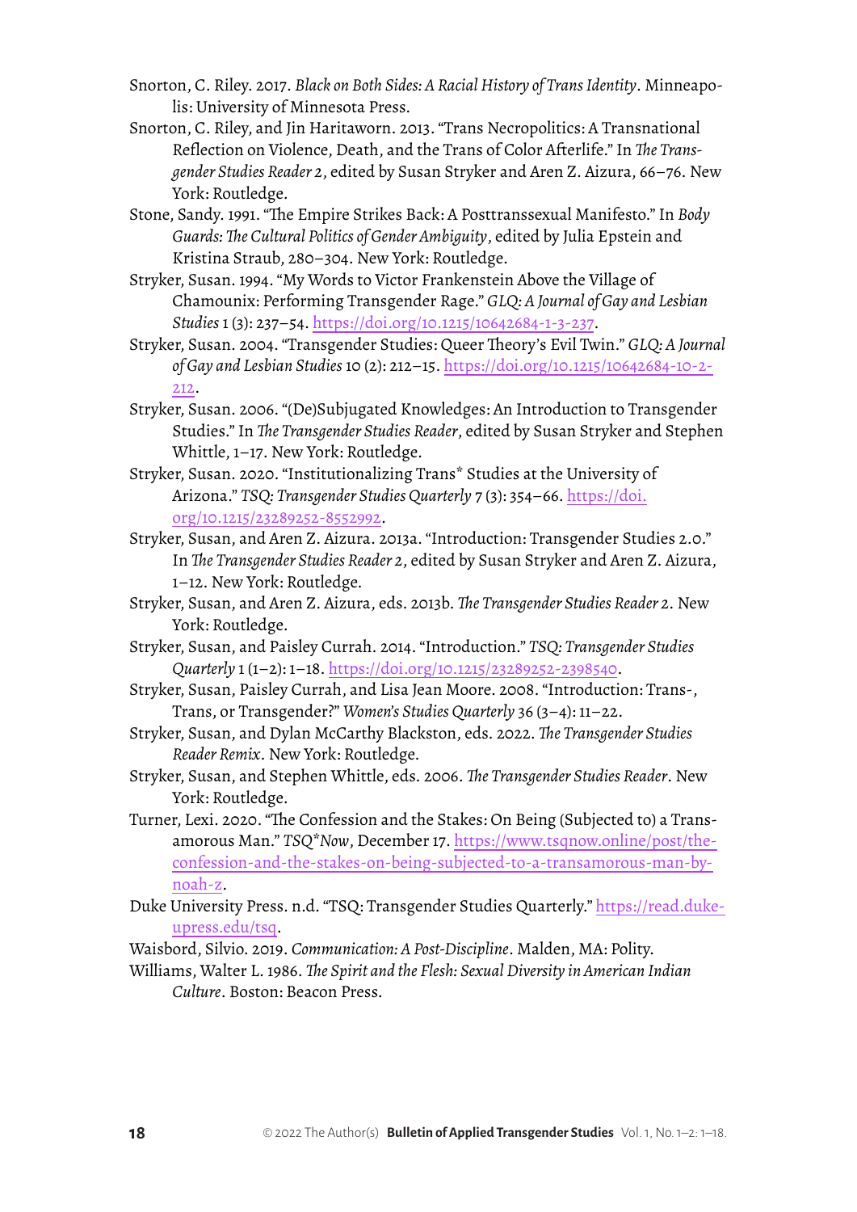Snorton, C. Riley. 2017. *Black on Both Sides: A Racial History of Trans Identity*. Minneapolis: University of Minnesota Press.

Snorton, C. Riley, and Jin Haritaworn. 2013. "Trans Necropolitics: A Transnational Reflection on Violence, Death, and the Trans of Color Afterlife." In *The Transgender Studies Reader 2*, edited by Susan Stryker and Aren Z. Aizura, 66–76. New York: Routledge.

Stone, Sandy. 1991. "The Empire Strikes Back: A Posttranssexual Manifesto." In *Body Guards: The Cultural Politics of Gender Ambiguity*, edited by Julia Epstein and Kristina Straub, 280–304. New York: Routledge.

Stryker, Susan. 1994. "My Words to Victor Frankenstein Above the Village of Chamounix: Performing Transgender Rage." *GLQ: A Journal of Gay and Lesbian Studies* 1 (3): 237–54. https://doi.org/10.1215/10642684-1-3-237.

Stryker, Susan. 2004. "Transgender Studies: Queer Theory's Evil Twin." *GLQ: A Journal of Gay and Lesbian Studies* 10 (2): 212–15. https://doi.org/10.1215/10642684-10-2-212.

Stryker, Susan. 2006. "(De)Subjugated Knowledges: An Introduction to Transgender Studies." In *The Transgender Studies Reader*, edited by Susan Stryker and Stephen Whittle, 1–17. New York: Routledge.

Stryker, Susan. 2020. "Institutionalizing Trans* Studies at the University of Arizona." *TSQ: Transgender Studies Quarterly* 7 (3): 354–66. https://doi.org/10.1215/23289252-8552992.

Stryker, Susan, and Aren Z. Aizura. 2013a. "Introduction: Transgender Studies 2.0." In *The Transgender Studies Reader 2*, edited by Susan Stryker and Aren Z. Aizura, 1–12. New York: Routledge.

Stryker, Susan, and Aren Z. Aizura, eds. 2013b. *The Transgender Studies Reader 2*. New York: Routledge.

Stryker, Susan, and Paisley Currah. 2014. "Introduction." *TSQ: Transgender Studies Quarterly* 1 (1–2): 1–18. https://doi.org/10.1215/23289252-2398540.

Stryker, Susan, Paisley Currah, and Lisa Jean Moore. 2008. "Introduction: Trans-, Trans, or Transgender?" *Women's Studies Quarterly* 36 (3–4): 11–22.

Stryker, Susan, and Dylan McCarthy Blackston, eds. 2022. *The Transgender Studies Reader Remix*. New York: Routledge.

Stryker, Susan, and Stephen Whittle, eds. 2006. *The Transgender Studies Reader*. New York: Routledge.

Turner, Lexi. 2020. "The Confession and the Stakes: On Being (Subjected to) a Transamorous Man." *TSQ*Now*, December 17. https://www.tsqnow.online/post/the-confession-and-the-stakes-on-being-subjected-to-a-transamorous-man-by-noah-z.

Duke University Press. n.d. "TSQ: Transgender Studies Quarterly." https://read.dukeupress.edu/tsq.

Waisbord, Silvio. 2019. *Communication: A Post-Discipline*. Malden, MA: Polity.

Williams, Walter L. 1986. *The Spirit and the Flesh: Sexual Diversity in American Indian Culture*. Boston: Beacon Press.